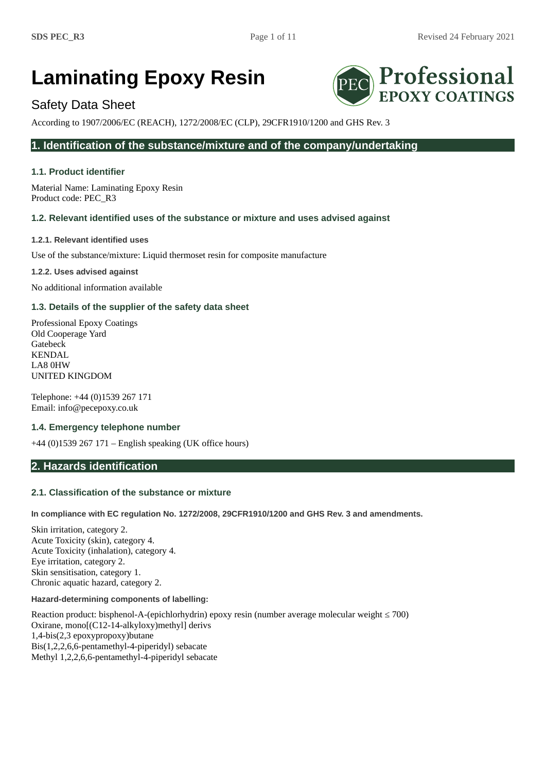# Laminating Epoxy Resin

Safety Data Sheet

According to 1907/2006/EC (REACH), 1272/2008/EC (CLP), 29CFR1910/1200 and GHS Rev. 3

## 1. Identification of the substance/mixture and of the company/undertaking

### 1.1. Product identifier

Material Name: Laminating Epoxy Resin
Product code: PEC_R3

### 1.2. Relevant identified uses of the substance or mixture and uses advised against

#### 1.2.1. Relevant identified uses

Use of the substance/mixture: Liquid thermoset resin for composite manufacture

#### 1.2.2. Uses advised against

No additional information available

### 1.3. Details of the supplier of the safety data sheet

Professional Epoxy Coatings
Old Cooperage Yard
Gatebeck
KENDAL
LA8 0HW
UNITED KINGDOM

Telephone: +44 (0)1539 267 171
Email: info@pecepoxy.co.uk

### 1.4. Emergency telephone number

+44 (0)1539 267 171 – English speaking (UK office hours)

## 2. Hazards identification

### 2.1. Classification of the substance or mixture

#### In compliance with EC regulation No. 1272/2008, 29CFR1910/1200 and GHS Rev. 3 and amendments.

Skin irritation, category 2.
Acute Toxicity (skin), category 4.
Acute Toxicity (inhalation), category 4.
Eye irritation, category 2.
Skin sensitisation, category 1.
Chronic aquatic hazard, category 2.

#### Hazard-determining components of labelling:

Reaction product: bisphenol-A-(epichlorhydrin) epoxy resin (number average molecular weight ≤ 700)
Oxirane, mono[(C12-14-alkyloxy)methyl] derivs
1,4-bis(2,3 epoxypropoxy)butane
Bis(1,2,2,6,6-pentamethyl-4-piperidyl) sebacate
Methyl 1,2,2,6,6-pentamethyl-4-piperidyl sebacate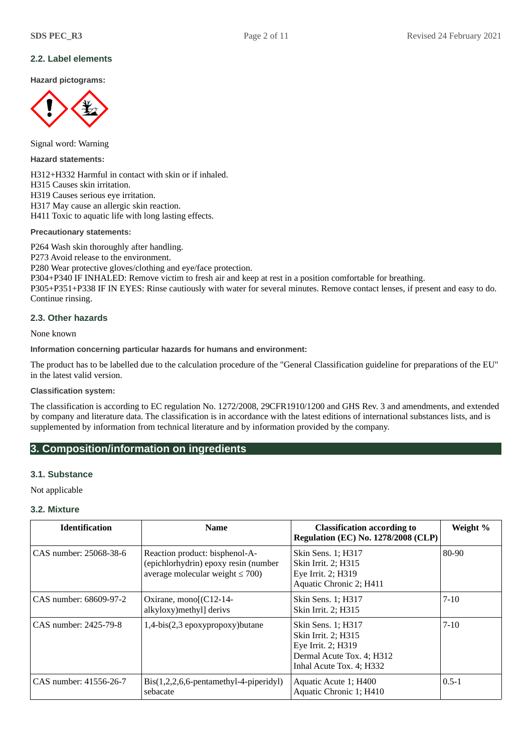### 2.2. Label elements

**Hazard pictograms:**

Signal word: Warning

**Hazard statements:**

H312+H332 Harmful in contact with skin or if inhaled.
H315 Causes skin irritation.
H319 Causes serious eye irritation.
H317 May cause an allergic skin reaction.
H411 Toxic to aquatic life with long lasting effects.

**Precautionary statements:**

P264 Wash skin thoroughly after handling.
P273 Avoid release to the environment.
P280 Wear protective gloves/clothing and eye/face protection.
P304+P340 IF INHALED: Remove victim to fresh air and keep at rest in a position comfortable for breathing.
P305+P351+P338 IF IN EYES: Rinse cautiously with water for several minutes. Remove contact lenses, if present and easy to do. Continue rinsing.

### 2.3. Other hazards

None known

**Information concerning particular hazards for humans and environment:**

The product has to be labelled due to the calculation procedure of the "General Classification guideline for preparations of the EU" in the latest valid version.

**Classification system:**

The classification is according to EC regulation No. 1272/2008, 29CFR1910/1200 and GHS Rev. 3 and amendments, and extended by company and literature data. The classification is in accordance with the latest editions of international substances lists, and is supplemented by information from technical literature and by information provided by the company.

## 3. Composition/information on ingredients

### 3.1. Substance

Not applicable

### 3.2. Mixture

| Identification | Name | Classification according to Regulation (EC) No. 1278/2008 (CLP) | Weight % |
|---|---|---|---|
| CAS number: 25068-38-6 | Reaction product: bisphenol-A-(epichlorhydrin) epoxy resin (number average molecular weight ≤ 700) | Skin Sens. 1; H317<br>Skin Irrit. 2; H315<br>Eye Irrit. 2; H319<br>Aquatic Chronic 2; H411 | 80-90 |
| CAS number: 68609-97-2 | Oxirane, mono[(C12-14-alkyloxy)methyl] derivs | Skin Sens. 1; H317<br>Skin Irrit. 2; H315 | 7-10 |
| CAS number: 2425-79-8 | 1,4-bis(2,3 epoxypropoxy)butane | Skin Sens. 1; H317<br>Skin Irrit. 2; H315<br>Eye Irrit. 2; H319<br>Dermal Acute Tox. 4; H312<br>Inhal Acute Tox. 4; H332 | 7-10 |
| CAS number: 41556-26-7 | Bis(1,2,2,6,6-pentamethyl-4-piperidyl) sebacate | Aquatic Acute 1; H400<br>Aquatic Chronic 1; H410 | 0.5-1 |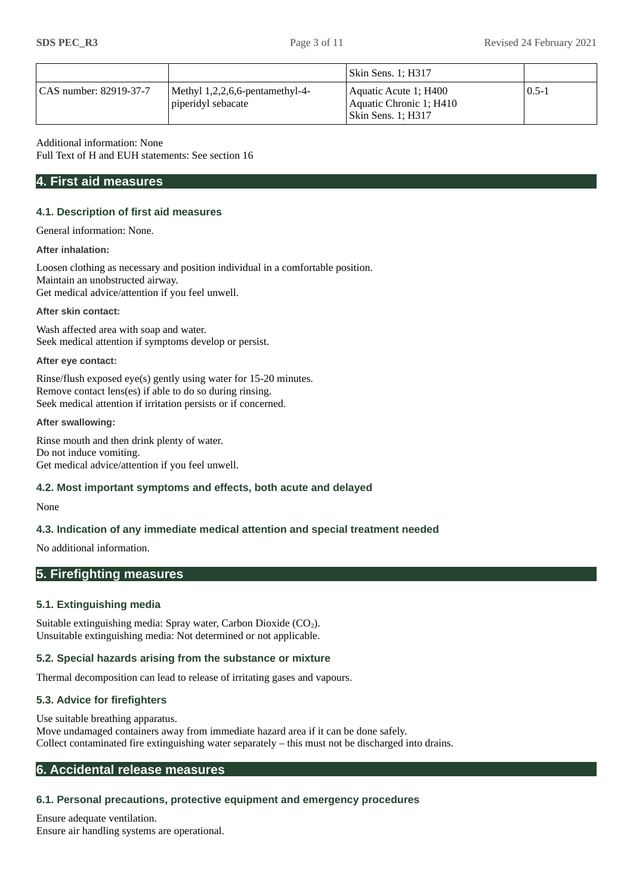|  |  | Skin Sens. 1; H317 |  |
|---|---|---|---|
| CAS number: 82919-37-7 | Methyl 1,2,2,6,6-pentamethyl-4-piperidyl sebacate | Aquatic Acute 1; H400<br>Aquatic Chronic 1; H410<br>Skin Sens. 1; H317 | 0.5-1 |

Additional information: None
Full Text of H and EUH statements: See section 16

## 4. First aid measures

### 4.1. Description of first aid measures

General information: None.

**After inhalation:**

Loosen clothing as necessary and position individual in a comfortable position.
Maintain an unobstructed airway.
Get medical advice/attention if you feel unwell.

**After skin contact:**

Wash affected area with soap and water.
Seek medical attention if symptoms develop or persist.

**After eye contact:**

Rinse/flush exposed eye(s) gently using water for 15-20 minutes.
Remove contact lens(es) if able to do so during rinsing.
Seek medical attention if irritation persists or if concerned.

**After swallowing:**

Rinse mouth and then drink plenty of water.
Do not induce vomiting.
Get medical advice/attention if you feel unwell.

### 4.2. Most important symptoms and effects, both acute and delayed

None

### 4.3. Indication of any immediate medical attention and special treatment needed

No additional information.

## 5. Firefighting measures

### 5.1. Extinguishing media

Suitable extinguishing media: Spray water, Carbon Dioxide ($CO_2$).
Unsuitable extinguishing media: Not determined or not applicable.

### 5.2. Special hazards arising from the substance or mixture

Thermal decomposition can lead to release of irritating gases and vapours.

### 5.3. Advice for firefighters

Use suitable breathing apparatus.
Move undamaged containers away from immediate hazard area if it can be done safely.
Collect contaminated fire extinguishing water separately – this must not be discharged into drains.

## 6. Accidental release measures

### 6.1. Personal precautions, protective equipment and emergency procedures

Ensure adequate ventilation.
Ensure air handling systems are operational.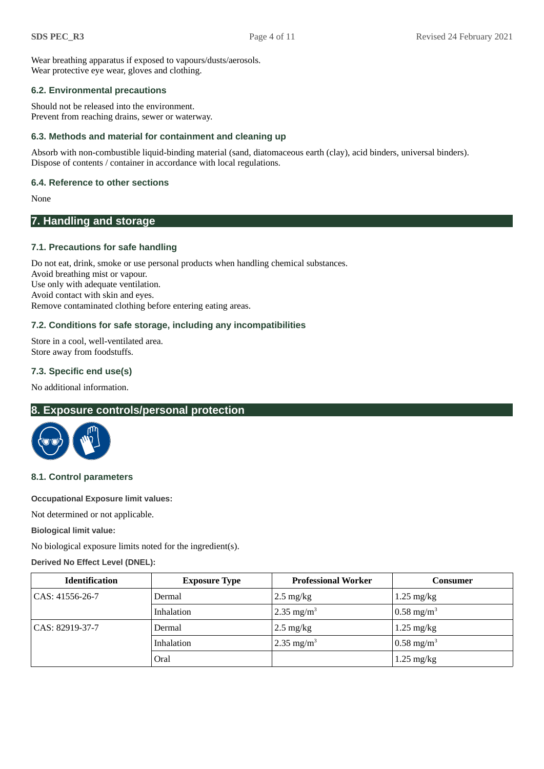Wear breathing apparatus if exposed to vapours/dusts/aerosols.
Wear protective eye wear, gloves and clothing.

### 6.2. Environmental precautions

Should not be released into the environment.
Prevent from reaching drains, sewer or waterway.

### 6.3. Methods and material for containment and cleaning up

Absorb with non-combustible liquid-binding material (sand, diatomaceous earth (clay), acid binders, universal binders).
Dispose of contents / container in accordance with local regulations.

### 6.4. Reference to other sections

None

## 7. Handling and storage

### 7.1. Precautions for safe handling

Do not eat, drink, smoke or use personal products when handling chemical substances.
Avoid breathing mist or vapour.
Use only with adequate ventilation.
Avoid contact with skin and eyes.
Remove contaminated clothing before entering eating areas.

### 7.2. Conditions for safe storage, including any incompatibilities

Store in a cool, well-ventilated area.
Store away from foodstuffs.

### 7.3. Specific end use(s)

No additional information.

## 8. Exposure controls/personal protection

### 8.1. Control parameters

**Occupational Exposure limit values:**

Not determined or not applicable.

**Biological limit value:**

No biological exposure limits noted for the ingredient(s).

**Derived No Effect Level (DNEL):**

| Identification | Exposure Type | Professional Worker | Consumer |
|---|---|---|---|
| CAS: 41556-26-7 | Dermal | 2.5 mg/kg | 1.25 mg/kg |
| | Inhalation | 2.35 mg/m$^3$ | 0.58 mg/m$^3$ |
| CAS: 82919-37-7 | Dermal | 2.5 mg/kg | 1.25 mg/kg |
| | Inhalation | 2.35 mg/m$^3$ | 0.58 mg/m$^3$ |
| | Oral | | 1.25 mg/kg |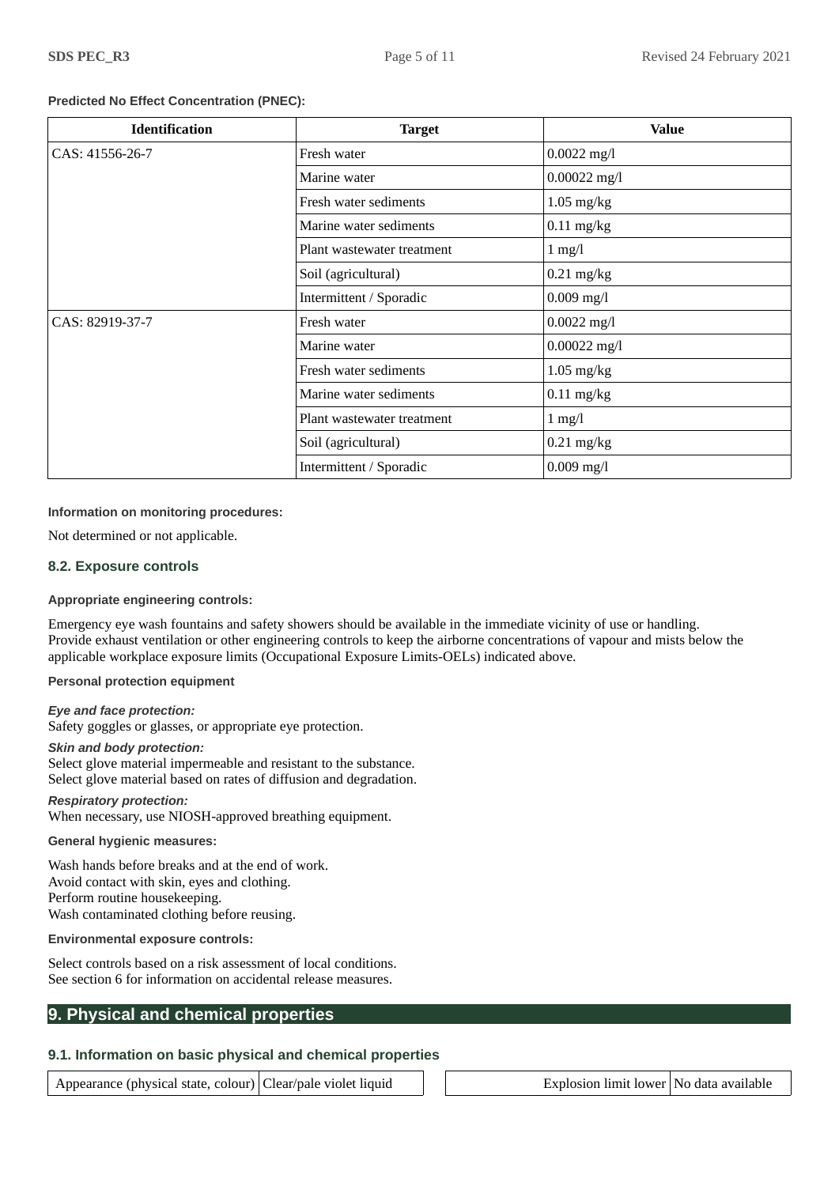**Predicted No Effect Concentration (PNEC):**

| Identification | Target | Value |
|---|---|---|
| CAS: 41556-26-7 | Fresh water | 0.0022 mg/l |
| | Marine water | 0.00022 mg/l |
| | Fresh water sediments | 1.05 mg/kg |
| | Marine water sediments | 0.11 mg/kg |
| | Plant wastewater treatment | 1 mg/l |
| | Soil (agricultural) | 0.21 mg/kg |
| | Intermittent / Sporadic | 0.009 mg/l |
| CAS: 82919-37-7 | Fresh water | 0.0022 mg/l |
| | Marine water | 0.00022 mg/l |
| | Fresh water sediments | 1.05 mg/kg |
| | Marine water sediments | 0.11 mg/kg |
| | Plant wastewater treatment | 1 mg/l |
| | Soil (agricultural) | 0.21 mg/kg |
| | Intermittent / Sporadic | 0.009 mg/l |

**Information on monitoring procedures:**

Not determined or not applicable.

### 8.2. Exposure controls

**Appropriate engineering controls:**

Emergency eye wash fountains and safety showers should be available in the immediate vicinity of use or handling.
Provide exhaust ventilation or other engineering controls to keep the airborne concentrations of vapour and mists below the applicable workplace exposure limits (Occupational Exposure Limits-OELs) indicated above.

**Personal protection equipment**

***Eye and face protection:***
Safety goggles or glasses, or appropriate eye protection.

***Skin and body protection:***
Select glove material impermeable and resistant to the substance.
Select glove material based on rates of diffusion and degradation.

***Respiratory protection:***
When necessary, use NIOSH-approved breathing equipment.

**General hygienic measures:**

Wash hands before breaks and at the end of work.
Avoid contact with skin, eyes and clothing.
Perform routine housekeeping.
Wash contaminated clothing before reusing.

**Environmental exposure controls:**

Select controls based on a risk assessment of local conditions.
See section 6 for information on accidental release measures.

## 9. Physical and chemical properties

### 9.1. Information on basic physical and chemical properties

| Appearance (physical state, colour) | Clear/pale violet liquid |
|---|---|

| Explosion limit lower | No data available |
|---|---|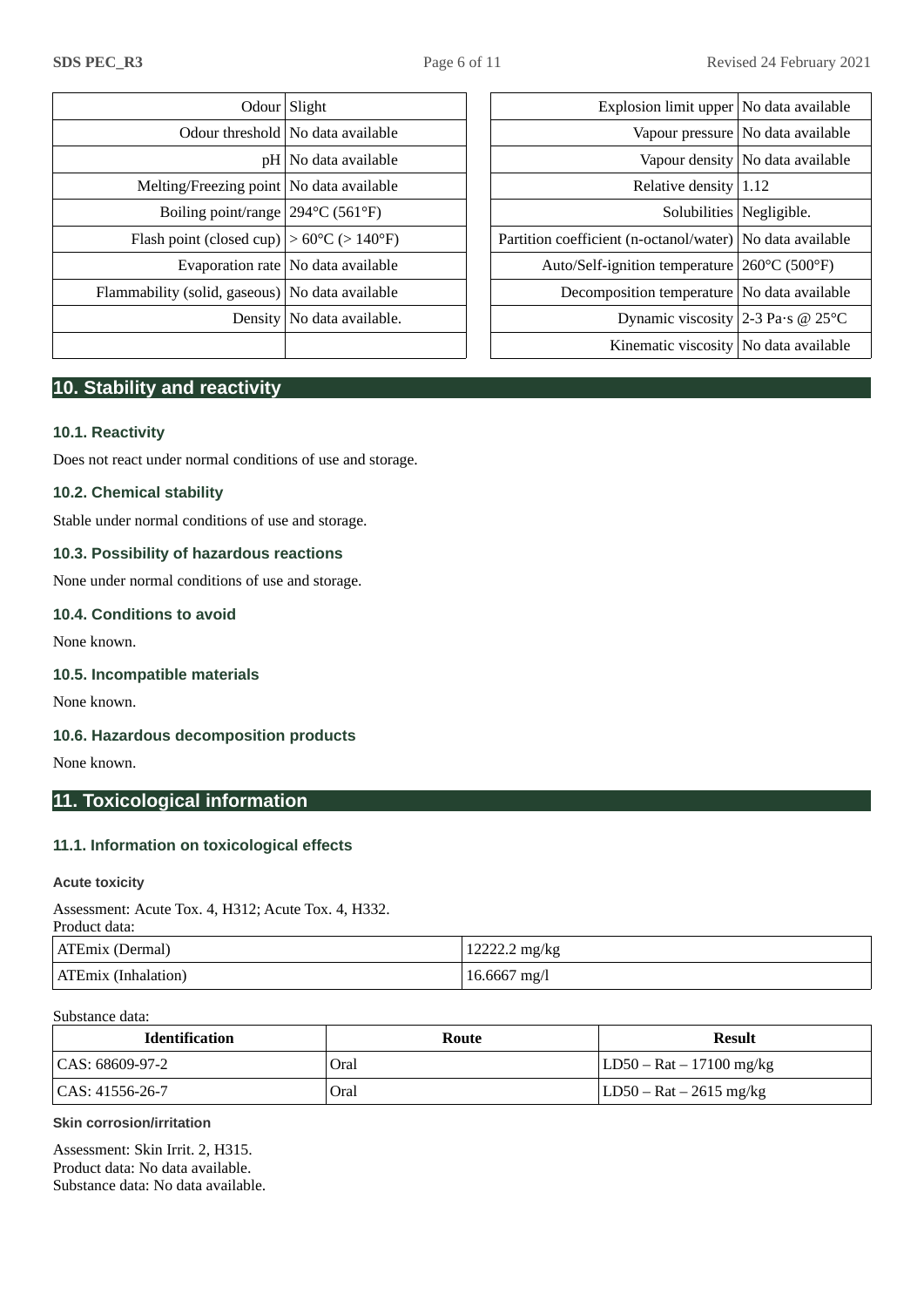| Property | Value |
| --- | --- |
| Odour | Slight |
| Odour threshold | No data available |
| pH | No data available |
| Melting/Freezing point | No data available |
| Boiling point/range | 294°C (561°F) |
| Flash point (closed cup) | > 60°C (> 140°F) |
| Evaporation rate | No data available |
| Flammability (solid, gaseous) | No data available |
| Density | No data available. |
| | |

| Property | Value |
| --- | --- |
| Explosion limit upper | No data available |
| Vapour pressure | No data available |
| Vapour density | No data available |
| Relative density | 1.12 |
| Solubilities | Negligible. |
| Partition coefficient (n-octanol/water) | No data available |
| Auto/Self-ignition temperature | 260°C (500°F) |
| Decomposition temperature | No data available |
| Dynamic viscosity | 2-3 Pa·s @ 25°C |
| Kinematic viscosity | No data available |

## 10. Stability and reactivity

### 10.1. Reactivity

Does not react under normal conditions of use and storage.

### 10.2. Chemical stability

Stable under normal conditions of use and storage.

### 10.3. Possibility of hazardous reactions

None under normal conditions of use and storage.

### 10.4. Conditions to avoid

None known.

### 10.5. Incompatible materials

None known.

### 10.6. Hazardous decomposition products

None known.

## 11. Toxicological information

### 11.1. Information on toxicological effects

#### Acute toxicity

Assessment: Acute Tox. 4, H312; Acute Tox. 4, H332.
Product data:

| | |
| --- | --- |
| ATEmix (Dermal) | 12222.2 mg/kg |
| ATEmix (Inhalation) | 16.6667 mg/l |

Substance data:

| Identification | Route | Result |
| --- | --- | --- |
| CAS: 68609-97-2 | Oral | LD50 – Rat – 17100 mg/kg |
| CAS: 41556-26-7 | Oral | LD50 – Rat – 2615 mg/kg |

#### Skin corrosion/irritation

Assessment: Skin Irrit. 2, H315.
Product data: No data available.
Substance data: No data available.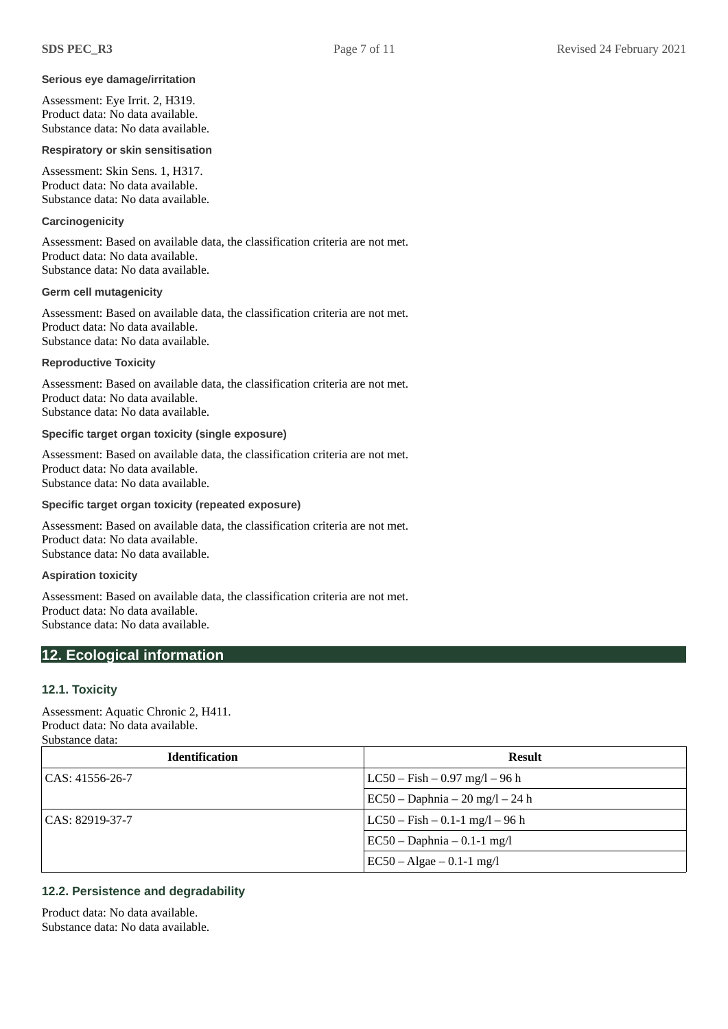#### Serious eye damage/irritation

Assessment: Eye Irrit. 2, H319.
Product data: No data available.
Substance data: No data available.

#### Respiratory or skin sensitisation

Assessment: Skin Sens. 1, H317.
Product data: No data available.
Substance data: No data available.

#### Carcinogenicity

Assessment: Based on available data, the classification criteria are not met.
Product data: No data available.
Substance data: No data available.

#### Germ cell mutagenicity

Assessment: Based on available data, the classification criteria are not met.
Product data: No data available.
Substance data: No data available.

#### Reproductive Toxicity

Assessment: Based on available data, the classification criteria are not met.
Product data: No data available.
Substance data: No data available.

#### Specific target organ toxicity (single exposure)

Assessment: Based on available data, the classification criteria are not met.
Product data: No data available.
Substance data: No data available.

#### Specific target organ toxicity (repeated exposure)

Assessment: Based on available data, the classification criteria are not met.
Product data: No data available.
Substance data: No data available.

#### Aspiration toxicity

Assessment: Based on available data, the classification criteria are not met.
Product data: No data available.
Substance data: No data available.

## 12. Ecological information

### 12.1. Toxicity

Assessment: Aquatic Chronic 2, H411.
Product data: No data available.
Substance data:

| Identification | Result |
| --- | --- |
| CAS: 41556-26-7 | LC50 – Fish – 0.97 mg/l – 96 h |
| | EC50 – Daphnia – 20 mg/l – 24 h |
| CAS: 82919-37-7 | LC50 – Fish – 0.1-1 mg/l – 96 h |
| | EC50 – Daphnia – 0.1-1 mg/l |
| | EC50 – Algae – 0.1-1 mg/l |

### 12.2. Persistence and degradability

Product data: No data available.
Substance data: No data available.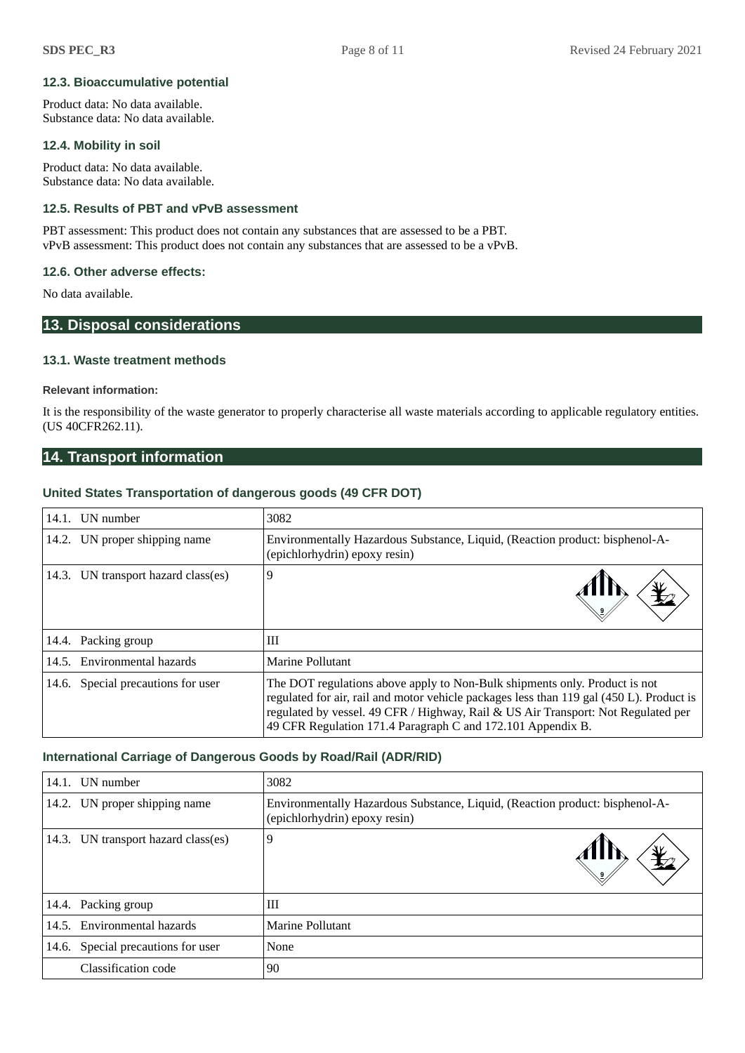### 12.3. Bioaccumulative potential

Product data: No data available.
Substance data: No data available.

### 12.4. Mobility in soil

Product data: No data available.
Substance data: No data available.

### 12.5. Results of PBT and vPvB assessment

PBT assessment: This product does not contain any substances that are assessed to be a PBT.
vPvB assessment: This product does not contain any substances that are assessed to be a vPvB.

### 12.6. Other adverse effects:

No data available.

## 13. Disposal considerations

### 13.1. Waste treatment methods

**Relevant information:**

It is the responsibility of the waste generator to properly characterise all waste materials according to applicable regulatory entities. (US 40CFR262.11).

## 14. Transport information

### United States Transportation of dangerous goods (49 CFR DOT)

| | |
|---|---|
| 14.1. UN number | 3082 |
| 14.2. UN proper shipping name | Environmentally Hazardous Substance, Liquid, (Reaction product: bisphenol-A-(epichlorhydrin) epoxy resin) |
| 14.3. UN transport hazard class(es) | 9 |
| 14.4. Packing group | III |
| 14.5. Environmental hazards | Marine Pollutant |
| 14.6. Special precautions for user | The DOT regulations above apply to Non-Bulk shipments only. Product is not regulated for air, rail and motor vehicle packages less than 119 gal (450 L). Product is regulated by vessel. 49 CFR / Highway, Rail & US Air Transport: Not Regulated per 49 CFR Regulation 171.4 Paragraph C and 172.101 Appendix B. |

### International Carriage of Dangerous Goods by Road/Rail (ADR/RID)

| | |
|---|---|
| 14.1. UN number | 3082 |
| 14.2. UN proper shipping name | Environmentally Hazardous Substance, Liquid, (Reaction product: bisphenol-A-(epichlorhydrin) epoxy resin) |
| 14.3. UN transport hazard class(es) | 9 |
| 14.4. Packing group | III |
| 14.5. Environmental hazards | Marine Pollutant |
| 14.6. Special precautions for user | None |
| Classification code | 90 |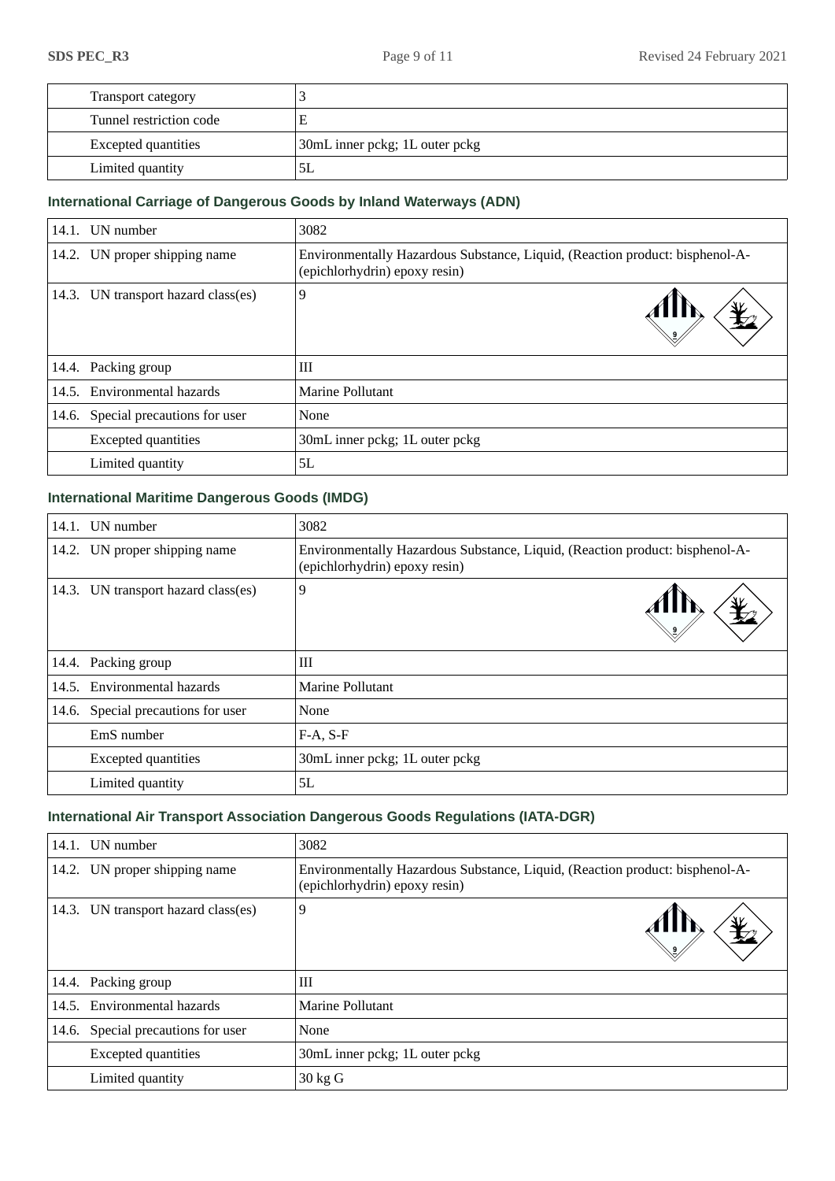| | |
|---|---|
| Transport category | 3 |
| Tunnel restriction code | E |
| Excepted quantities | 30mL inner pckg; 1L outer pckg |
| Limited quantity | 5L |

### International Carriage of Dangerous Goods by Inland Waterways (ADN)

| | |
|---|---|
| 14.1. UN number | 3082 |
| 14.2. UN proper shipping name | Environmentally Hazardous Substance, Liquid, (Reaction product: bisphenol-A-(epichlorhydrin) epoxy resin) |
| 14.3. UN transport hazard class(es) | 9 |
| 14.4. Packing group | III |
| 14.5. Environmental hazards | Marine Pollutant |
| 14.6. Special precautions for user | None |
| Excepted quantities | 30mL inner pckg; 1L outer pckg |
| Limited quantity | 5L |

### International Maritime Dangerous Goods (IMDG)

| | |
|---|---|
| 14.1. UN number | 3082 |
| 14.2. UN proper shipping name | Environmentally Hazardous Substance, Liquid, (Reaction product: bisphenol-A-(epichlorhydrin) epoxy resin) |
| 14.3. UN transport hazard class(es) | 9 |
| 14.4. Packing group | III |
| 14.5. Environmental hazards | Marine Pollutant |
| 14.6. Special precautions for user | None |
| EmS number | F-A, S-F |
| Excepted quantities | 30mL inner pckg; 1L outer pckg |
| Limited quantity | 5L |

### International Air Transport Association Dangerous Goods Regulations (IATA-DGR)

| | |
|---|---|
| 14.1. UN number | 3082 |
| 14.2. UN proper shipping name | Environmentally Hazardous Substance, Liquid, (Reaction product: bisphenol-A-(epichlorhydrin) epoxy resin) |
| 14.3. UN transport hazard class(es) | 9 |
| 14.4. Packing group | III |
| 14.5. Environmental hazards | Marine Pollutant |
| 14.6. Special precautions for user | None |
| Excepted quantities | 30mL inner pckg; 1L outer pckg |
| Limited quantity | 30 kg G |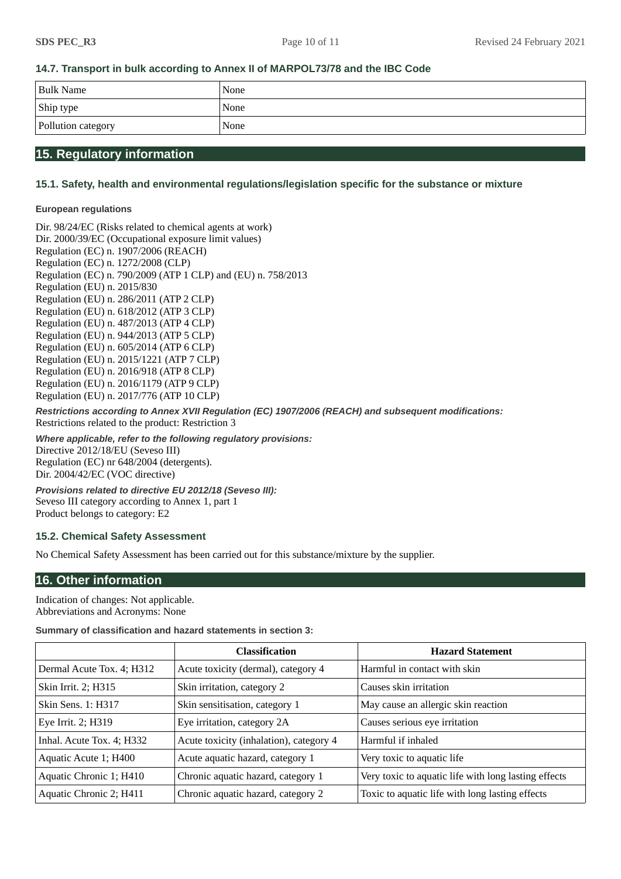### 14.7. Transport in bulk according to Annex II of MARPOL73/78 and the IBC Code

| Bulk Name | None |
|---|---|
| Ship type | None |
| Pollution category | None |

## 15. Regulatory information

### 15.1. Safety, health and environmental regulations/legislation specific for the substance or mixture

**European regulations**

Dir. 98/24/EC (Risks related to chemical agents at work)
Dir. 2000/39/EC (Occupational exposure limit values)
Regulation (EC) n. 1907/2006 (REACH)
Regulation (EC) n. 1272/2008 (CLP)
Regulation (EC) n. 790/2009 (ATP 1 CLP) and (EU) n. 758/2013
Regulation (EU) n. 2015/830
Regulation (EU) n. 286/2011 (ATP 2 CLP)
Regulation (EU) n. 618/2012 (ATP 3 CLP)
Regulation (EU) n. 487/2013 (ATP 4 CLP)
Regulation (EU) n. 944/2013 (ATP 5 CLP)
Regulation (EU) n. 605/2014 (ATP 6 CLP)
Regulation (EU) n. 2015/1221 (ATP 7 CLP)
Regulation (EU) n. 2016/918 (ATP 8 CLP)
Regulation (EU) n. 2016/1179 (ATP 9 CLP)
Regulation (EU) n. 2017/776 (ATP 10 CLP)

***Restrictions according to Annex XVII Regulation (EC) 1907/2006 (REACH) and subsequent modifications:***
Restrictions related to the product: Restriction 3

***Where applicable, refer to the following regulatory provisions:***
Directive 2012/18/EU (Seveso III)
Regulation (EC) nr 648/2004 (detergents).
Dir. 2004/42/EC (VOC directive)

***Provisions related to directive EU 2012/18 (Seveso III):***
Seveso III category according to Annex 1, part 1
Product belongs to category: E2

### 15.2. Chemical Safety Assessment

No Chemical Safety Assessment has been carried out for this substance/mixture by the supplier.

## 16. Other information

Indication of changes: Not applicable.
Abbreviations and Acronyms: None

**Summary of classification and hazard statements in section 3:**

| | Classification | Hazard Statement |
|---|---|---|
| Dermal Acute Tox. 4; H312 | Acute toxicity (dermal), category 4 | Harmful in contact with skin |
| Skin Irrit. 2; H315 | Skin irritation, category 2 | Causes skin irritation |
| Skin Sens. 1: H317 | Skin sensitisation, category 1 | May cause an allergic skin reaction |
| Eye Irrit. 2; H319 | Eye irritation, category 2A | Causes serious eye irritation |
| Inhal. Acute Tox. 4; H332 | Acute toxicity (inhalation), category 4 | Harmful if inhaled |
| Aquatic Acute 1; H400 | Acute aquatic hazard, category 1 | Very toxic to aquatic life |
| Aquatic Chronic 1; H410 | Chronic aquatic hazard, category 1 | Very toxic to aquatic life with long lasting effects |
| Aquatic Chronic 2; H411 | Chronic aquatic hazard, category 2 | Toxic to aquatic life with long lasting effects |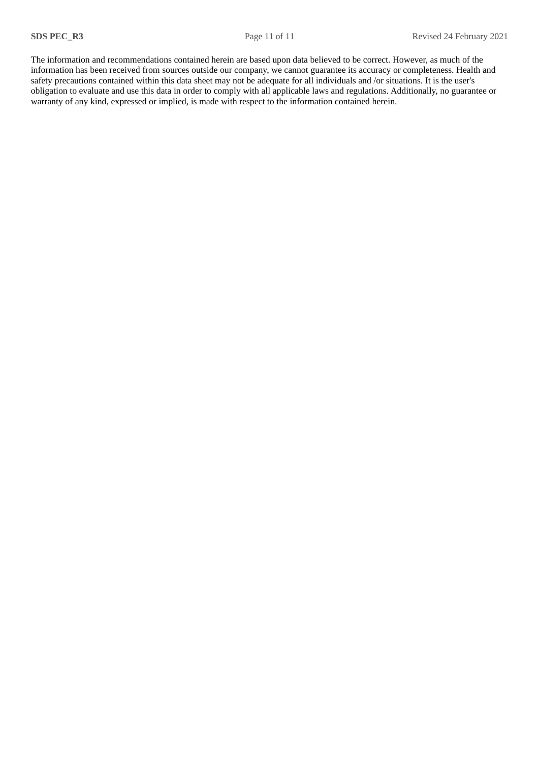The information and recommendations contained herein are based upon data believed to be correct. However, as much of the information has been received from sources outside our company, we cannot guarantee its accuracy or completeness. Health and safety precautions contained within this data sheet may not be adequate for all individuals and /or situations. It is the user's obligation to evaluate and use this data in order to comply with all applicable laws and regulations. Additionally, no guarantee or warranty of any kind, expressed or implied, is made with respect to the information contained herein.